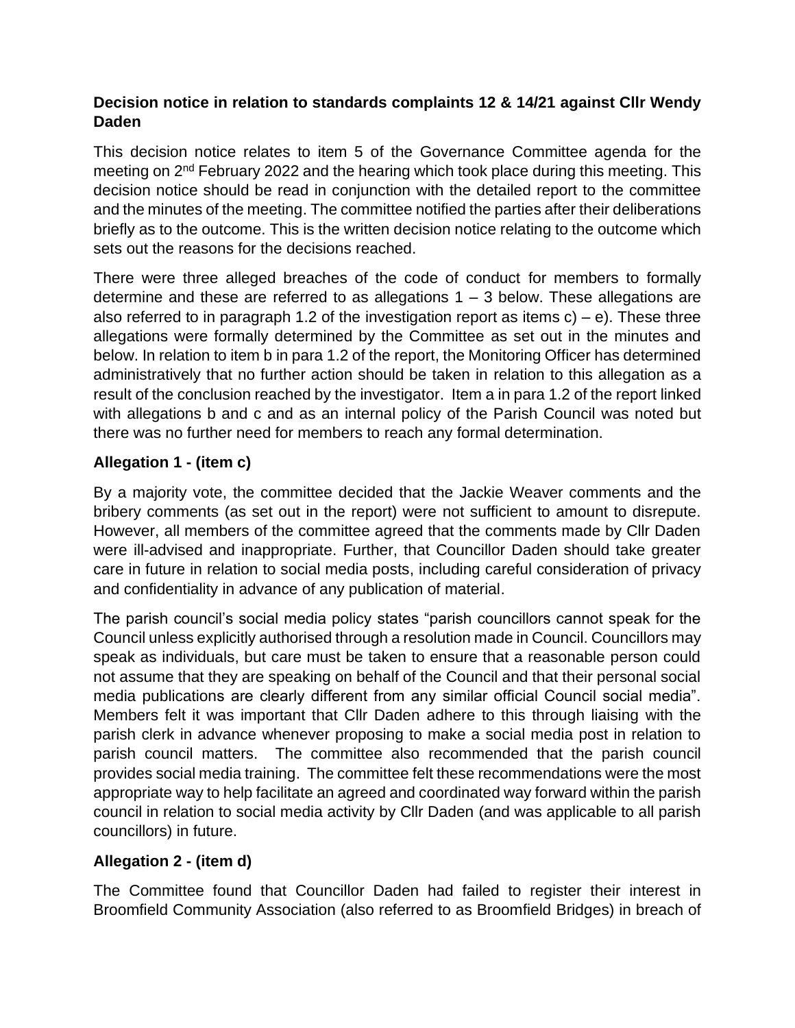**Decision notice in relation to standards complaints 12 & 14/21 against Cllr Wendy Daden**

This decision notice relates to item 5 of the Governance Committee agenda for the meeting on 2nd February 2022 and the hearing which took place during this meeting. This decision notice should be read in conjunction with the detailed report to the committee and the minutes of the meeting. The committee notified the parties after their deliberations briefly as to the outcome. This is the written decision notice relating to the outcome which sets out the reasons for the decisions reached.

There were three alleged breaches of the code of conduct for members to formally determine and these are referred to as allegations 1 – 3 below. These allegations are also referred to in paragraph 1.2 of the investigation report as items c) – e). These three allegations were formally determined by the Committee as set out in the minutes and below. In relation to item b in para 1.2 of the report, the Monitoring Officer has determined administratively that no further action should be taken in relation to this allegation as a result of the conclusion reached by the investigator. Item a in para 1.2 of the report linked with allegations b and c and as an internal policy of the Parish Council was noted but there was no further need for members to reach any formal determination.

**Allegation 1 - (item c)**

By a majority vote, the committee decided that the Jackie Weaver comments and the bribery comments (as set out in the report) were not sufficient to amount to disrepute. However, all members of the committee agreed that the comments made by Cllr Daden were ill-advised and inappropriate. Further, that Councillor Daden should take greater care in future in relation to social media posts, including careful consideration of privacy and confidentiality in advance of any publication of material.

The parish council's social media policy states "parish councillors cannot speak for the Council unless explicitly authorised through a resolution made in Council. Councillors may speak as individuals, but care must be taken to ensure that a reasonable person could not assume that they are speaking on behalf of the Council and that their personal social media publications are clearly different from any similar official Council social media". Members felt it was important that Cllr Daden adhere to this through liaising with the parish clerk in advance whenever proposing to make a social media post in relation to parish council matters. The committee also recommended that the parish council provides social media training. The committee felt these recommendations were the most appropriate way to help facilitate an agreed and coordinated way forward within the parish council in relation to social media activity by Cllr Daden (and was applicable to all parish councillors) in future.

**Allegation 2 - (item d)**

The Committee found that Councillor Daden had failed to register their interest in Broomfield Community Association (also referred to as Broomfield Bridges) in breach of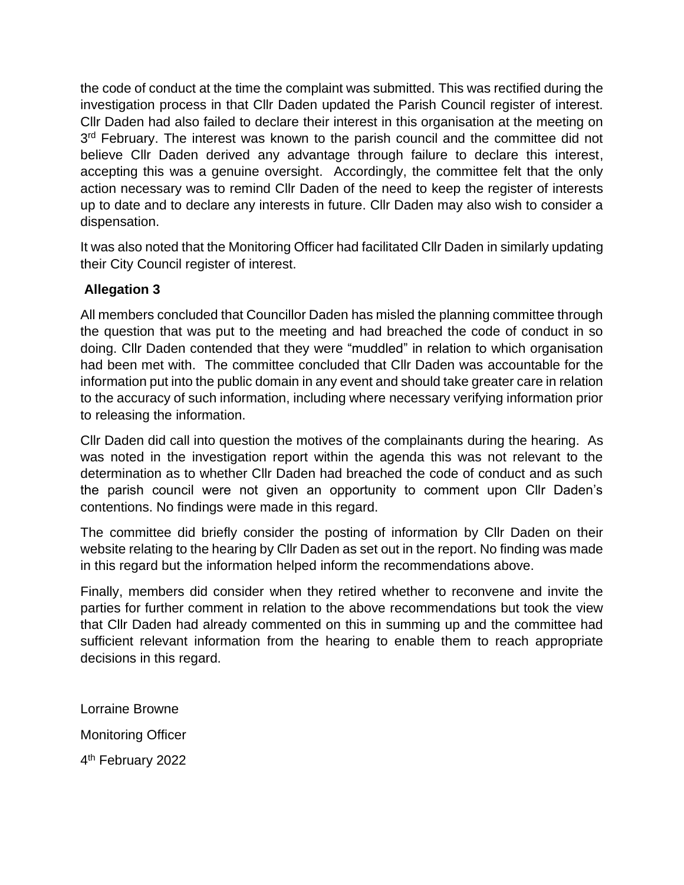the code of conduct at the time the complaint was submitted. This was rectified during the investigation process in that Cllr Daden updated the Parish Council register of interest. Cllr Daden had also failed to declare their interest in this organisation at the meeting on 3rd February. The interest was known to the parish council and the committee did not believe Cllr Daden derived any advantage through failure to declare this interest, accepting this was a genuine oversight. Accordingly, the committee felt that the only action necessary was to remind Cllr Daden of the need to keep the register of interests up to date and to declare any interests in future. Cllr Daden may also wish to consider a dispensation.

It was also noted that the Monitoring Officer had facilitated Cllr Daden in similarly updating their City Council register of interest.

**Allegation 3**

All members concluded that Councillor Daden has misled the planning committee through the question that was put to the meeting and had breached the code of conduct in so doing. Cllr Daden contended that they were "muddled" in relation to which organisation had been met with. The committee concluded that Cllr Daden was accountable for the information put into the public domain in any event and should take greater care in relation to the accuracy of such information, including where necessary verifying information prior to releasing the information.

Cllr Daden did call into question the motives of the complainants during the hearing. As was noted in the investigation report within the agenda this was not relevant to the determination as to whether Cllr Daden had breached the code of conduct and as such the parish council were not given an opportunity to comment upon Cllr Daden's contentions. No findings were made in this regard.

The committee did briefly consider the posting of information by Cllr Daden on their website relating to the hearing by Cllr Daden as set out in the report. No finding was made in this regard but the information helped inform the recommendations above.

Finally, members did consider when they retired whether to reconvene and invite the parties for further comment in relation to the above recommendations but took the view that Cllr Daden had already commented on this in summing up and the committee had sufficient relevant information from the hearing to enable them to reach appropriate decisions in this regard.

Lorraine Browne

Monitoring Officer

4th February 2022